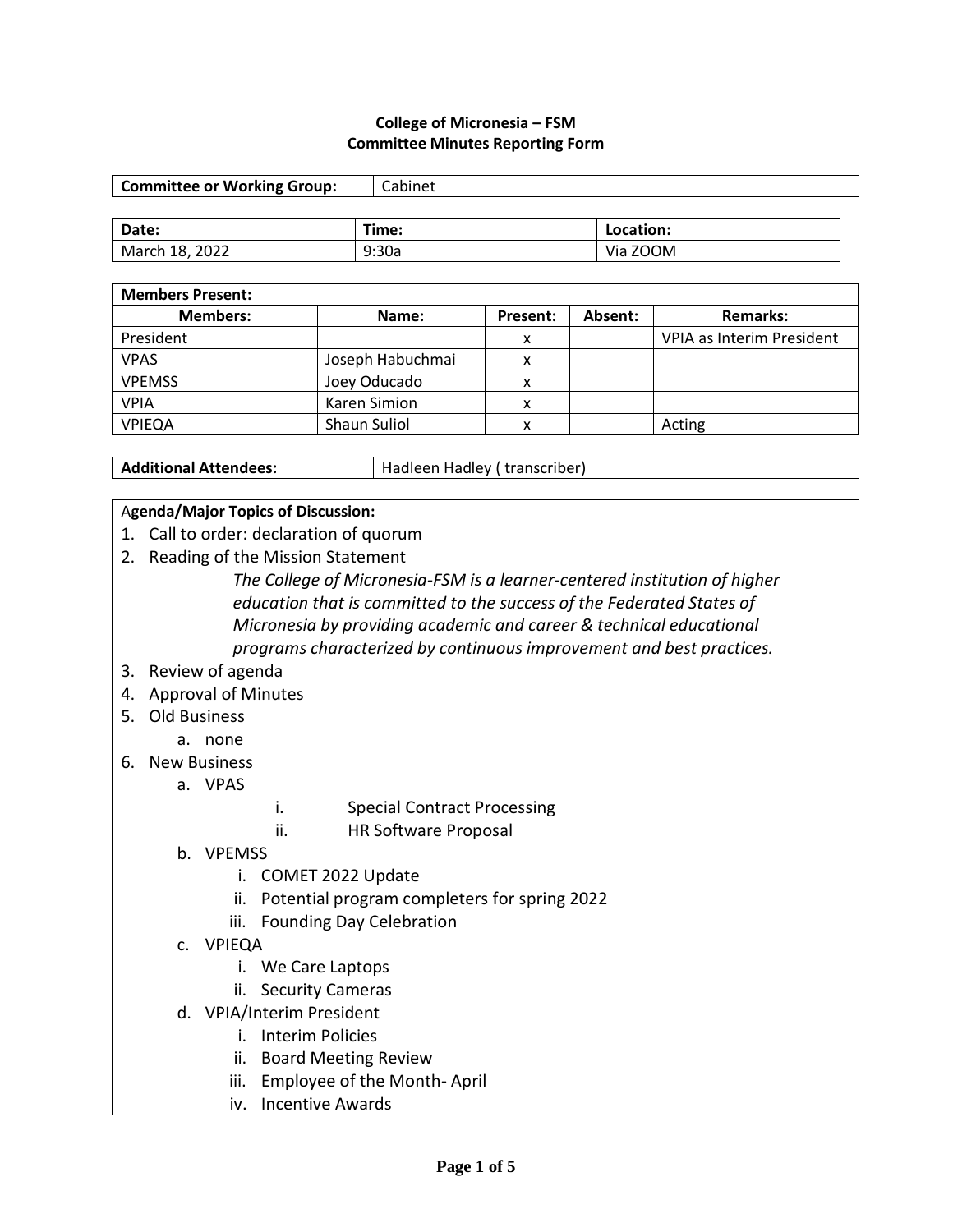**College of Micronesia – FSM**
**Committee Minutes Reporting Form**

| **Committee or Working Group:** | Cabinet |
|---|---|

| **Date:** | **Time:** | **Location:** |
|---|---|---|
| March 18, 2022 | 9:30a | Via ZOOM |

| **Members Present:** | | | | |
|---|---|---|---|---|
| **Members:** | **Name:** | **Present:** | **Absent:** | **Remarks:** |
| President | | x | | VPIA as Interim President |
| VPAS | Joseph Habuchmai | x | | |
| VPEMSS | Joey Oducado | x | | |
| VPIA | Karen Simion | x | | |
| VPIEQA | Shaun Suliol | x | | Acting |

| **Additional Attendees:** | Hadleen Hadley ( transcriber) |
|---|---|

**Agenda/Major Topics of Discussion:**

1. Call to order: declaration of quorum
2. Reading of the Mission Statement

   *The College of Micronesia-FSM is a learner-centered institution of higher education that is committed to the success of the Federated States of Micronesia by providing academic and career & technical educational programs characterized by continuous improvement and best practices.*
3. Review of agenda
4. Approval of Minutes
5. Old Business
   a. none
6. New Business
   a. VPAS
      i. Special Contract Processing
      ii. HR Software Proposal
   b. VPEMSS
      i. COMET 2022 Update
      ii. Potential program completers for spring 2022
      iii. Founding Day Celebration
   c. VPIEQA
      i. We Care Laptops
      ii. Security Cameras
   d. VPIA/Interim President
      i. Interim Policies
      ii. Board Meeting Review
      iii. Employee of the Month- April
      iv. Incentive Awards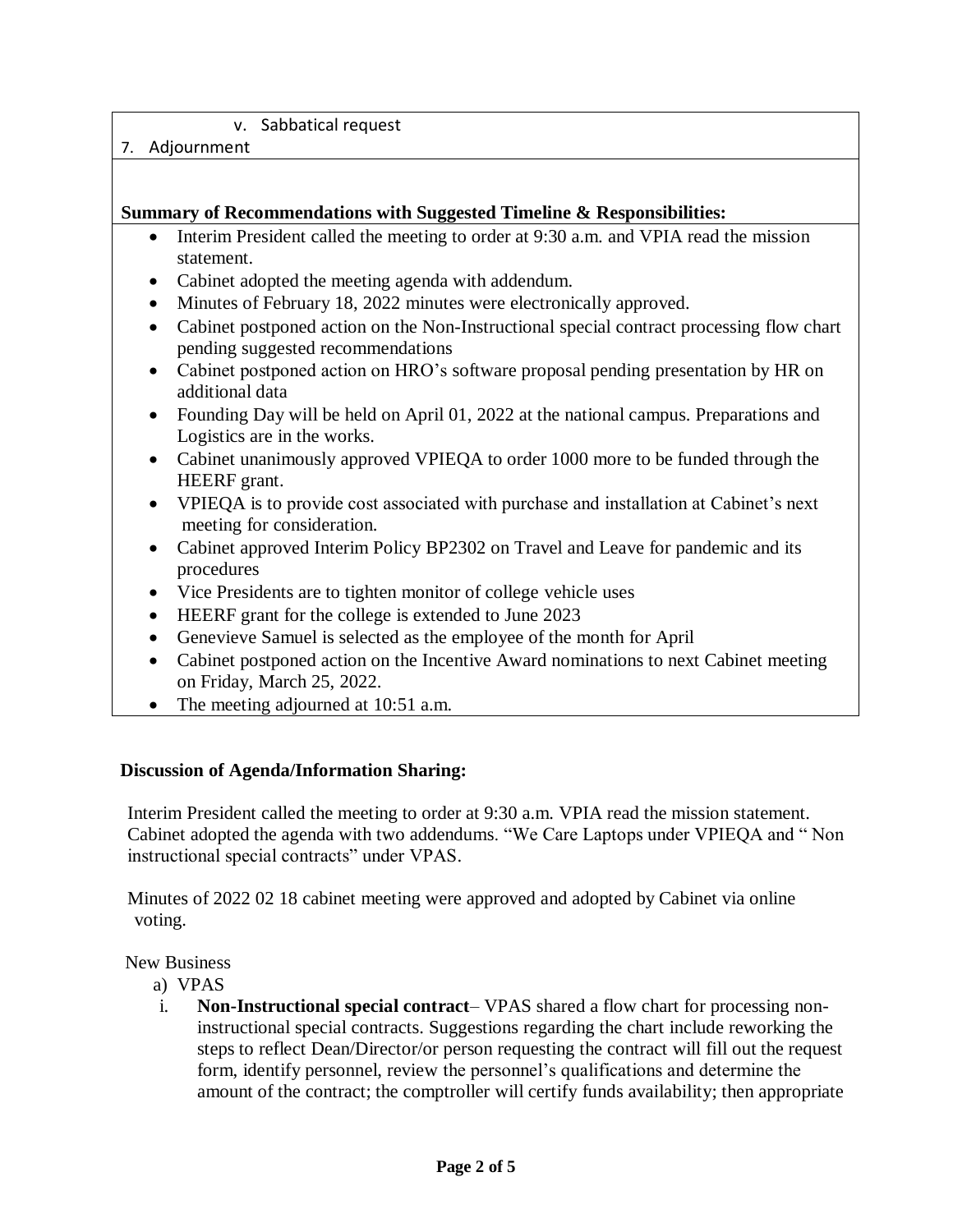v. Sabbatical request

7. Adjournment

**Summary of Recommendations with Suggested Timeline & Responsibilities:**

- Interim President called the meeting to order at 9:30 a.m. and VPIA read the mission statement.
- Cabinet adopted the meeting agenda with addendum.
- Minutes of February 18, 2022 minutes were electronically approved.
- Cabinet postponed action on the Non-Instructional special contract processing flow chart pending suggested recommendations
- Cabinet postponed action on HRO's software proposal pending presentation by HR on additional data
- Founding Day will be held on April 01, 2022 at the national campus. Preparations and Logistics are in the works.
- Cabinet unanimously approved VPIEQA to order 1000 more to be funded through the HEERF grant.
- VPIEQA is to provide cost associated with purchase and installation at Cabinet's next meeting for consideration.
- Cabinet approved Interim Policy BP2302 on Travel and Leave for pandemic and its procedures
- Vice Presidents are to tighten monitor of college vehicle uses
- HEERF grant for the college is extended to June 2023
- Genevieve Samuel is selected as the employee of the month for April
- Cabinet postponed action on the Incentive Award nominations to next Cabinet meeting on Friday, March 25, 2022.
- The meeting adjourned at 10:51 a.m.

**Discussion of Agenda/Information Sharing:**

Interim President called the meeting to order at 9:30 a.m. VPIA read the mission statement. Cabinet adopted the agenda with two addendums. "We Care Laptops under VPIEQA and " Non instructional special contracts" under VPAS.

Minutes of 2022 02 18 cabinet meeting were approved and adopted by Cabinet via online voting.

New Business

a) VPAS

i. **Non-Instructional special contract**– VPAS shared a flow chart for processing non-instructional special contracts. Suggestions regarding the chart include reworking the steps to reflect Dean/Director/or person requesting the contract will fill out the request form, identify personnel, review the personnel's qualifications and determine the amount of the contract; the comptroller will certify funds availability; then appropriate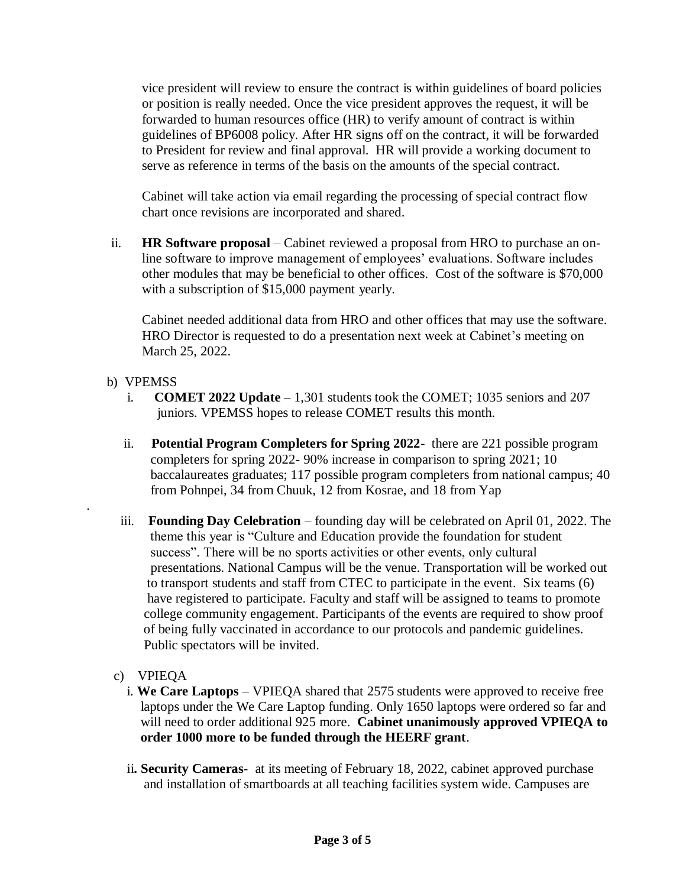vice president will review to ensure the contract is within guidelines of board policies or position is really needed. Once the vice president approves the request, it will be forwarded to human resources office (HR) to verify amount of contract is within guidelines of BP6008 policy. After HR signs off on the contract, it will be forwarded to President for review and final approval. HR will provide a working document to serve as reference in terms of the basis on the amounts of the special contract.

Cabinet will take action via email regarding the processing of special contract flow chart once revisions are incorporated and shared.

ii. **HR Software proposal** – Cabinet reviewed a proposal from HRO to purchase an on-line software to improve management of employees' evaluations. Software includes other modules that may be beneficial to other offices. Cost of the software is $70,000 with a subscription of $15,000 payment yearly.

Cabinet needed additional data from HRO and other offices that may use the software. HRO Director is requested to do a presentation next week at Cabinet's meeting on March 25, 2022.

b) VPEMSS

i. **COMET 2022 Update** – 1,301 students took the COMET; 1035 seniors and 207 juniors. VPEMSS hopes to release COMET results this month.

ii. **Potential Program Completers for Spring 2022**- there are 221 possible program completers for spring 2022- 90% increase in comparison to spring 2021; 10 baccalaureates graduates; 117 possible program completers from national campus; 40 from Pohnpei, 34 from Chuuk, 12 from Kosrae, and 18 from Yap

.

iii. **Founding Day Celebration** – founding day will be celebrated on April 01, 2022. The theme this year is "Culture and Education provide the foundation for student success". There will be no sports activities or other events, only cultural presentations. National Campus will be the venue. Transportation will be worked out to transport students and staff from CTEC to participate in the event. Six teams (6) have registered to participate. Faculty and staff will be assigned to teams to promote college community engagement. Participants of the events are required to show proof of being fully vaccinated in accordance to our protocols and pandemic guidelines. Public spectators will be invited.

c) VPIEQA

i. **We Care Laptops** – VPIEQA shared that 2575 students were approved to receive free laptops under the We Care Laptop funding. Only 1650 laptops were ordered so far and will need to order additional 925 more. **Cabinet unanimously approved VPIEQA to order 1000 more to be funded through the HEERF grant**.

ii**. Security Cameras**- at its meeting of February 18, 2022, cabinet approved purchase and installation of smartboards at all teaching facilities system wide. Campuses are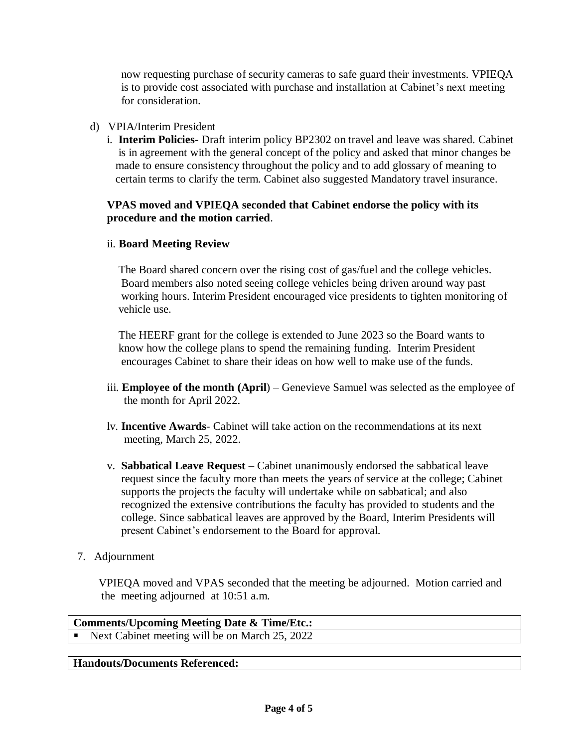now requesting purchase of security cameras to safe guard their investments. VPIEQA is to provide cost associated with purchase and installation at Cabinet's next meeting for consideration.

d) VPIA/Interim President

i. **Interim Policies**- Draft interim policy BP2302 on travel and leave was shared. Cabinet is in agreement with the general concept of the policy and asked that minor changes be made to ensure consistency throughout the policy and to add glossary of meaning to certain terms to clarify the term. Cabinet also suggested Mandatory travel insurance.

**VPAS moved and VPIEQA seconded that Cabinet endorse the policy with its procedure and the motion carried**.

ii. **Board Meeting Review**

The Board shared concern over the rising cost of gas/fuel and the college vehicles. Board members also noted seeing college vehicles being driven around way past working hours. Interim President encouraged vice presidents to tighten monitoring of vehicle use.

The HEERF grant for the college is extended to June 2023 so the Board wants to know how the college plans to spend the remaining funding. Interim President encourages Cabinet to share their ideas on how well to make use of the funds.

iii. **Employee of the month (April**) – Genevieve Samuel was selected as the employee of the month for April 2022.

lv. **Incentive Awards**- Cabinet will take action on the recommendations at its next meeting, March 25, 2022.

v. **Sabbatical Leave Request** – Cabinet unanimously endorsed the sabbatical leave request since the faculty more than meets the years of service at the college; Cabinet supports the projects the faculty will undertake while on sabbatical; and also recognized the extensive contributions the faculty has provided to students and the college. Since sabbatical leaves are approved by the Board, Interim Presidents will present Cabinet's endorsement to the Board for approval.

7. Adjournment

VPIEQA moved and VPAS seconded that the meeting be adjourned. Motion carried and the meeting adjourned at 10:51 a.m.

| **Comments/Upcoming Meeting Date & Time/Etc.:** |
| --- |
| ▪ Next Cabinet meeting will be on March 25, 2022 |

| **Handouts/Documents Referenced:** |
| --- |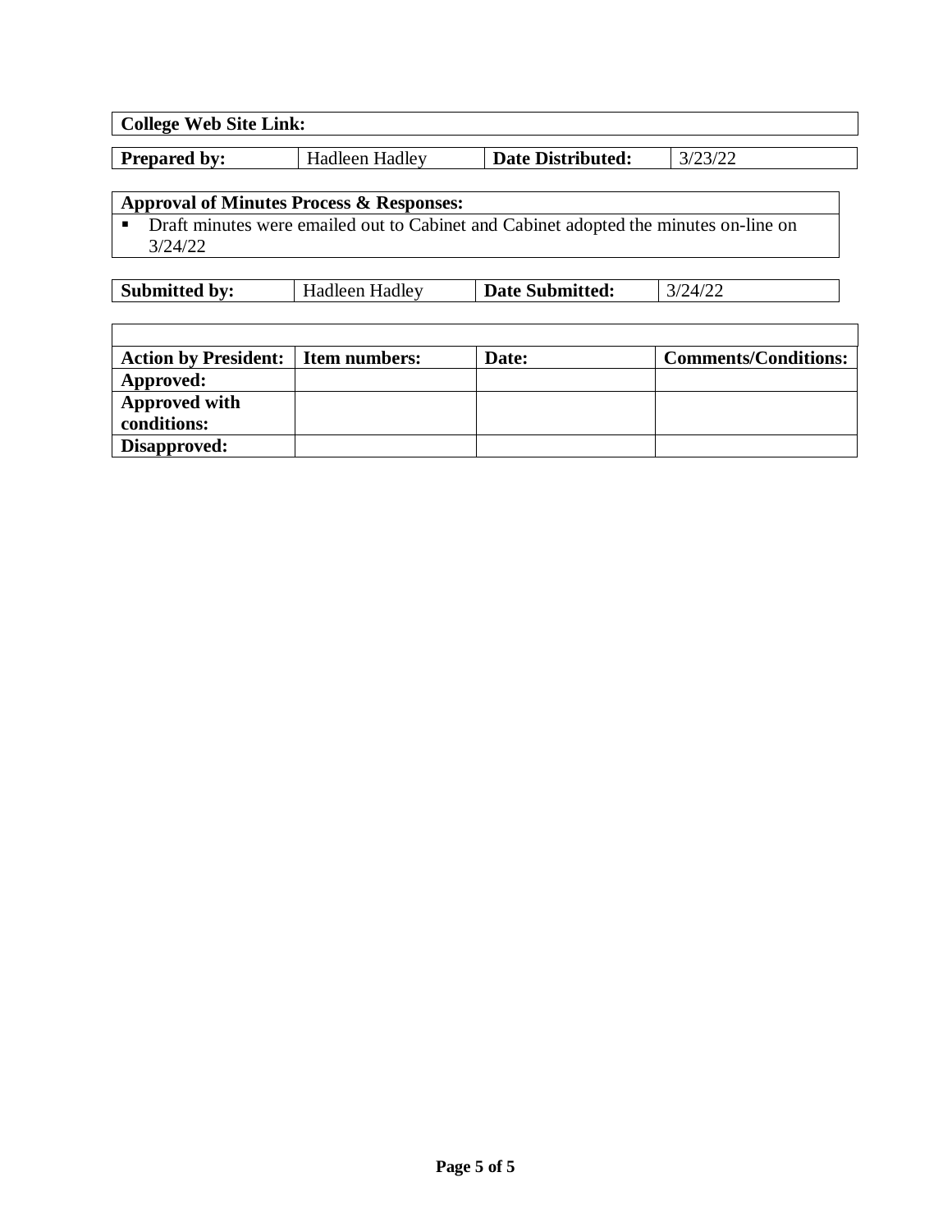| College Web Site Link: | | | |
|---|---|---|---|

| | | | |
|---|---|---|---|
| **Prepared by:** | Hadleen Hadley | **Date Distributed:** | 3/23/22 |

**Approval of Minutes Process & Responses:**

- Draft minutes were emailed out to Cabinet and Cabinet adopted the minutes on-line on 3/24/22

| | | | |
|---|---|---|---|
| **Submitted by:** | Hadleen Hadley | **Date Submitted:** | 3/24/22 |

| | | | |
|---|---|---|---|
| **Action by President:** | **Item numbers:** | **Date:** | **Comments/Conditions:** |
| **Approved:** | | | |
| **Approved with conditions:** | | | |
| **Disapproved:** | | | |